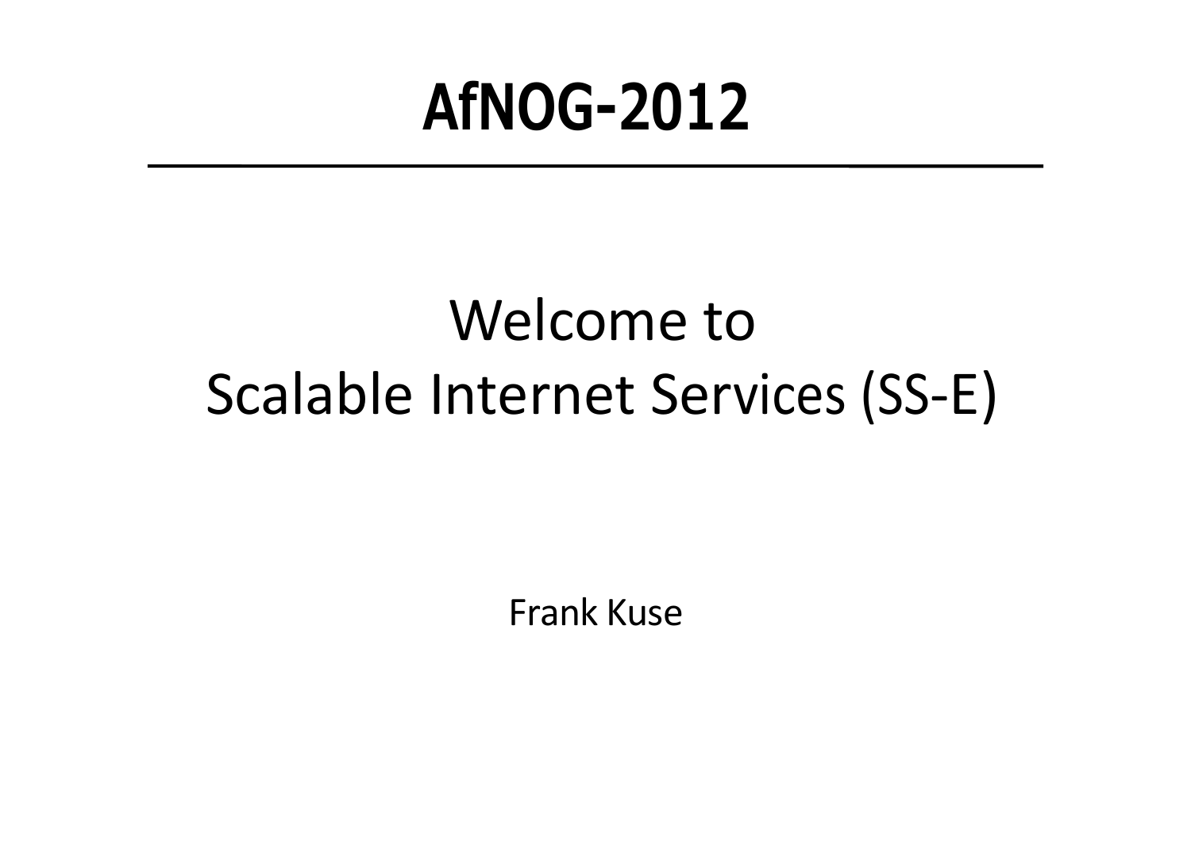# AfNOG-2012

## Welcome to
## Scalable Internet Services (SS-E)

Frank Kuse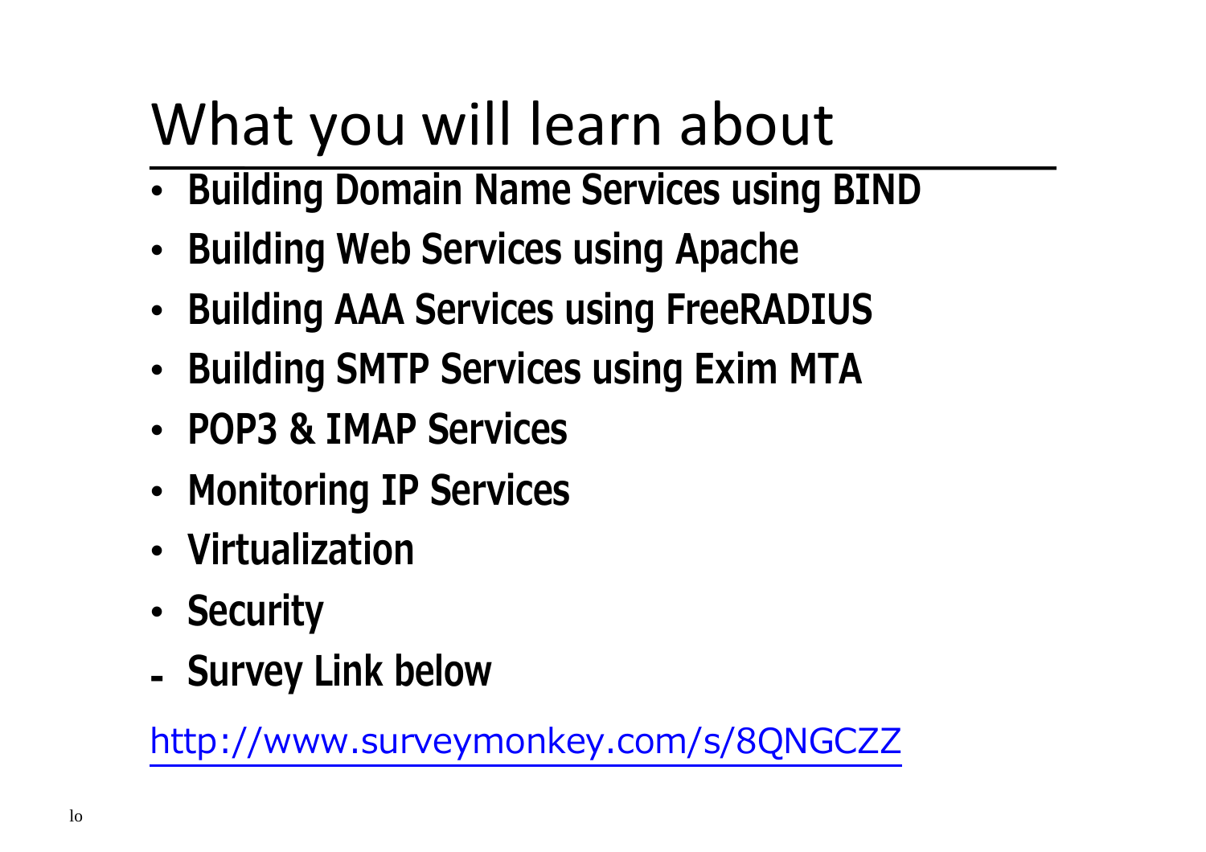# What you will learn about

- **Building Domain Name Services using BIND**
- **Building Web Services using Apache**
- **Building AAA Services using FreeRADIUS**
- **Building SMTP Services using Exim MTA**
- **POP3 & IMAP Services**
- **Monitoring IP Services**
- **Virtualization**
- **Security**

- **Survey Link below**

http://www.surveymonkey.com/s/8QNGCZZ

lo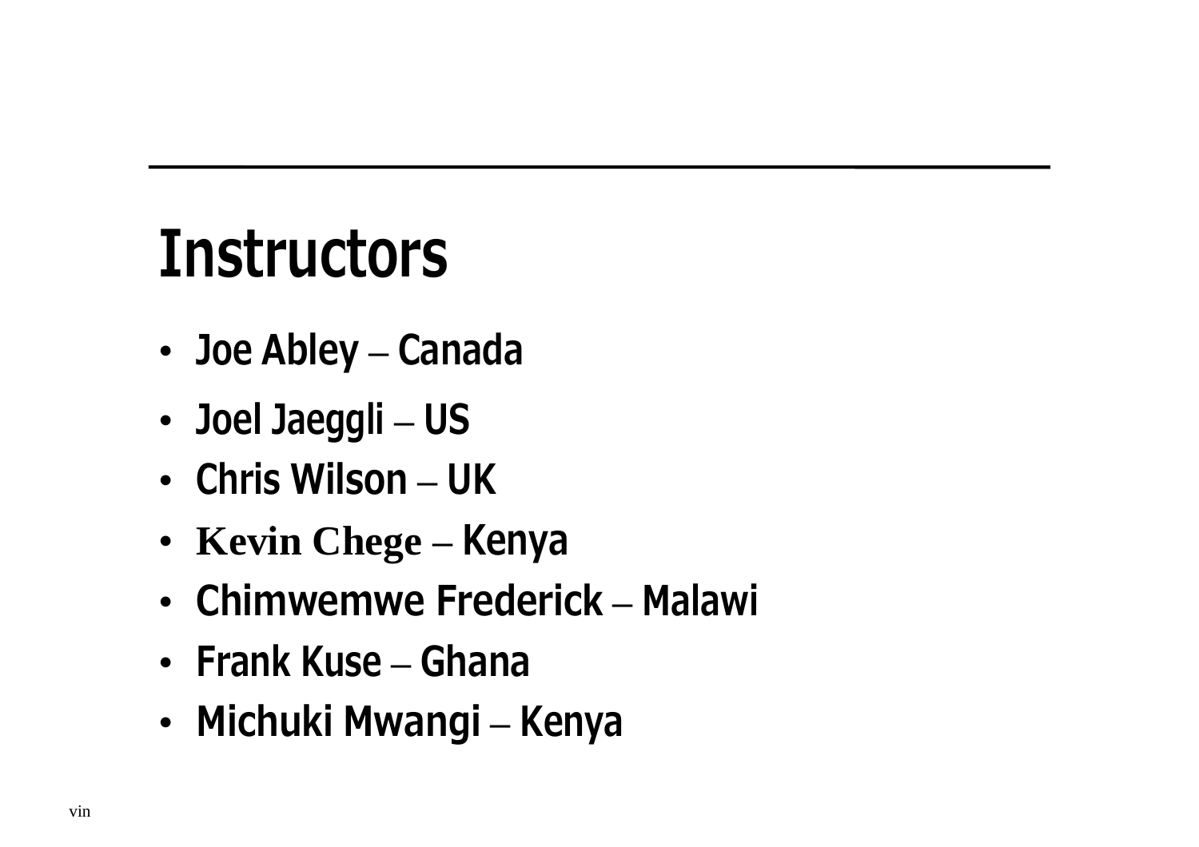# Instructors

- Joe Abley – Canada
- Joel Jaeggli – US
- Chris Wilson – UK
- Kevin Chege – Kenya
- Chimwemwe Frederick – Malawi
- Frank Kuse – Ghana
- Michuki Mwangi – Kenya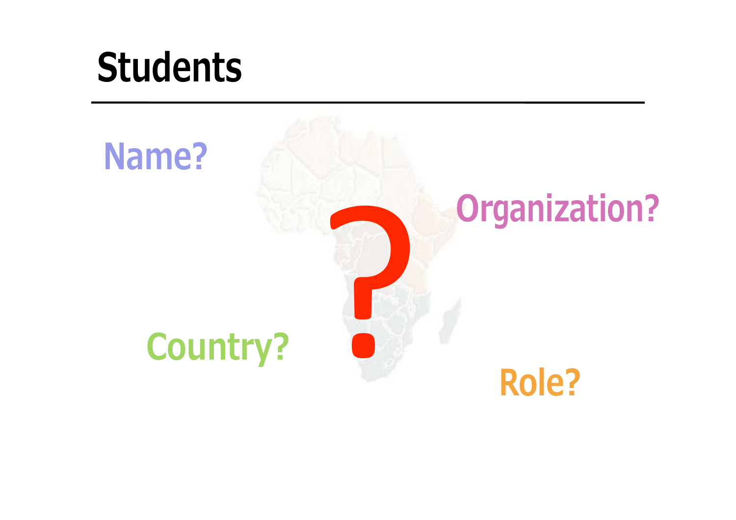# Students

Name?

Organization?

?

Country?

Role?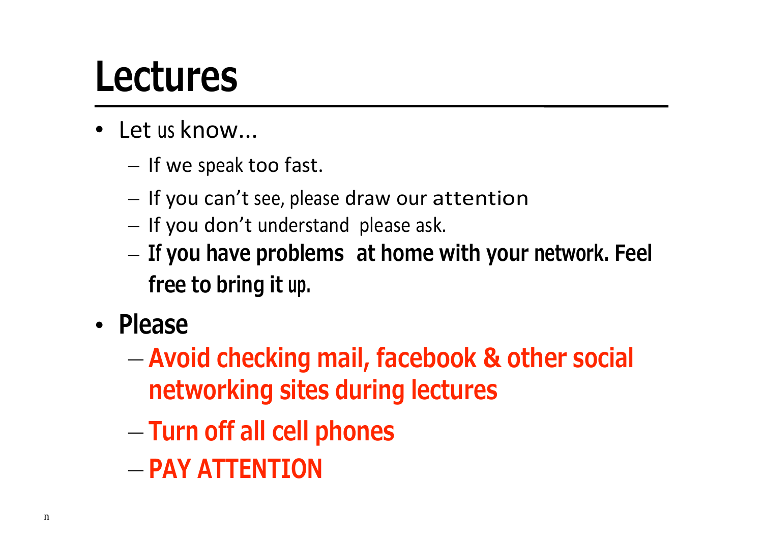# Lectures

- Let us know...
  - If we speak too fast.
  - If you can't see, please draw our attention
  - If you don't understand please ask.
  - **If you have problems at home with your network. Feel free to bring it up.**
- **Please**
  - **Avoid checking mail, facebook & other social networking sites during lectures**
  - **Turn off all cell phones**
  - **PAY ATTENTION**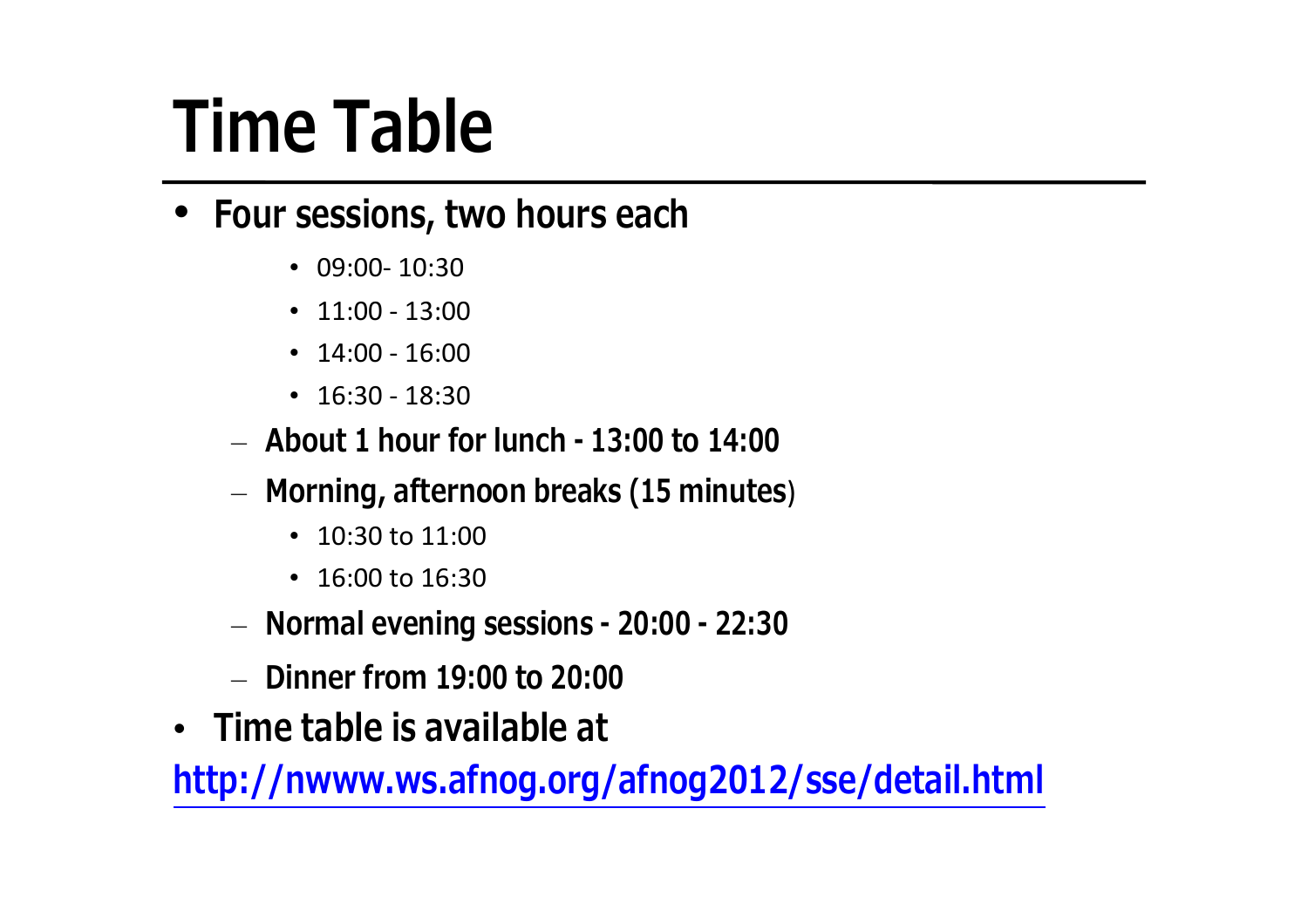# Time Table

- **Four sessions, two hours each**
    - 09:00- 10:30
    - 11:00 - 13:00
    - 14:00 - 16:00
    - 16:30 - 18:30
  - **About 1 hour for lunch - 13:00 to 14:00**
  - **Morning, afternoon breaks (15 minutes**)
    - 10:30 to 11:00
    - 16:00 to 16:30
  - **Normal evening sessions - 20:00 - 22:30**
  - **Dinner from 19:00 to 20:00**
- **Time table is available at**

**http://nwww.ws.afnog.org/afnog2012/sse/detail.html**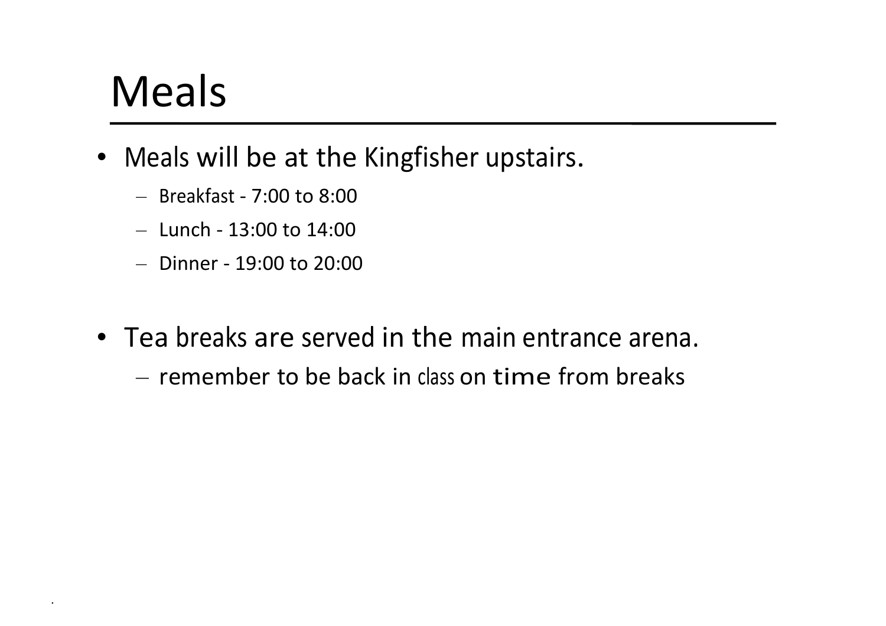# Meals

- Meals will be at the Kingfisher upstairs.
  - Breakfast - 7:00 to 8:00
  - Lunch - 13:00 to 14:00
  - Dinner - 19:00 to 20:00

- Tea breaks are served in the main entrance arena.
  - remember to be back in class on time from breaks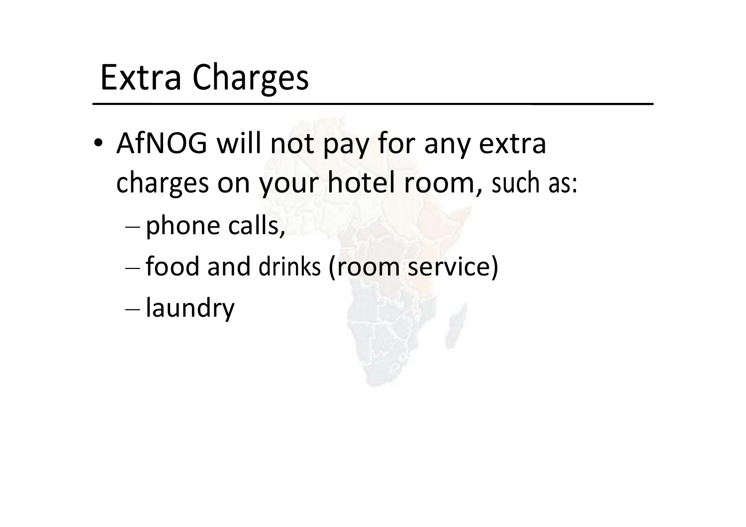# Extra Charges

- AfNOG will not pay for any extra charges on your hotel room, such as:
  - phone calls,
  - food and drinks (room service)
  - laundry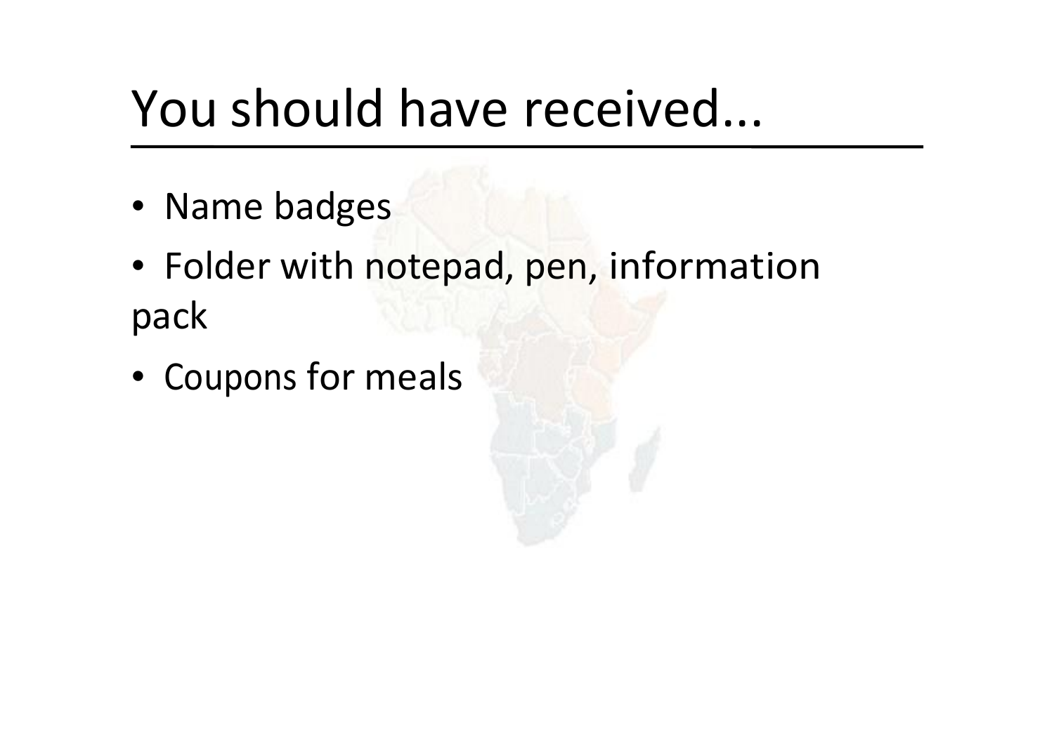# You should have received...

- Name badges
- Folder with notepad, pen, information pack
- Coupons for meals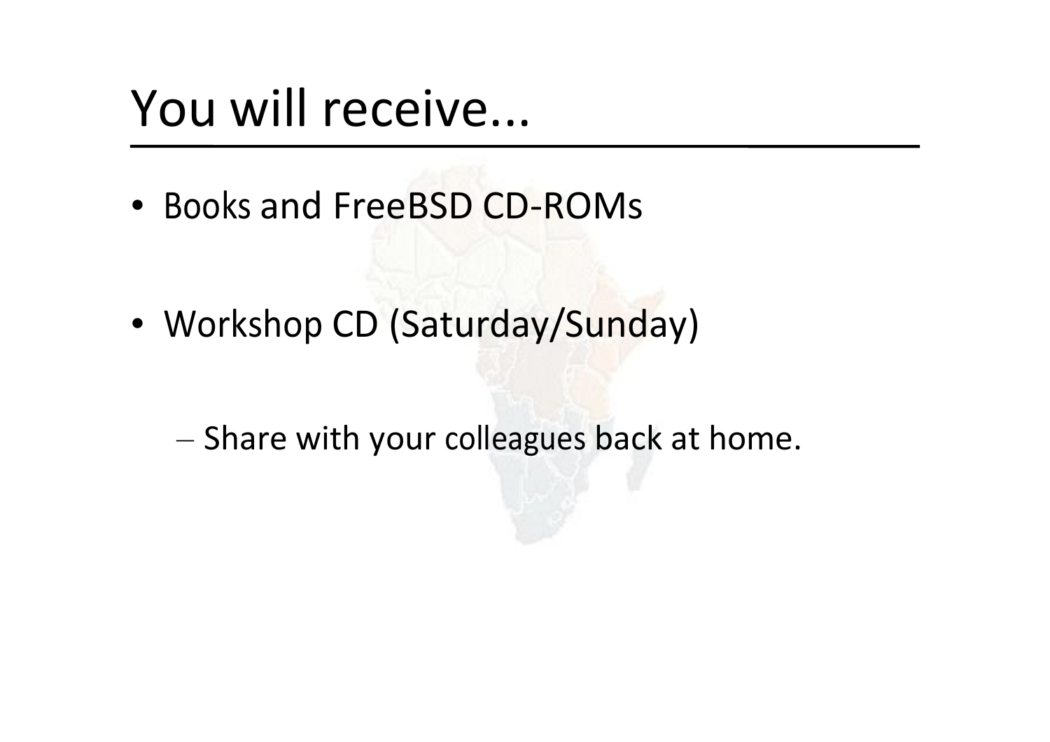# You will receive...

- Books and FreeBSD CD-ROMs
- Workshop CD (Saturday/Sunday)
  - Share with your colleagues back at home.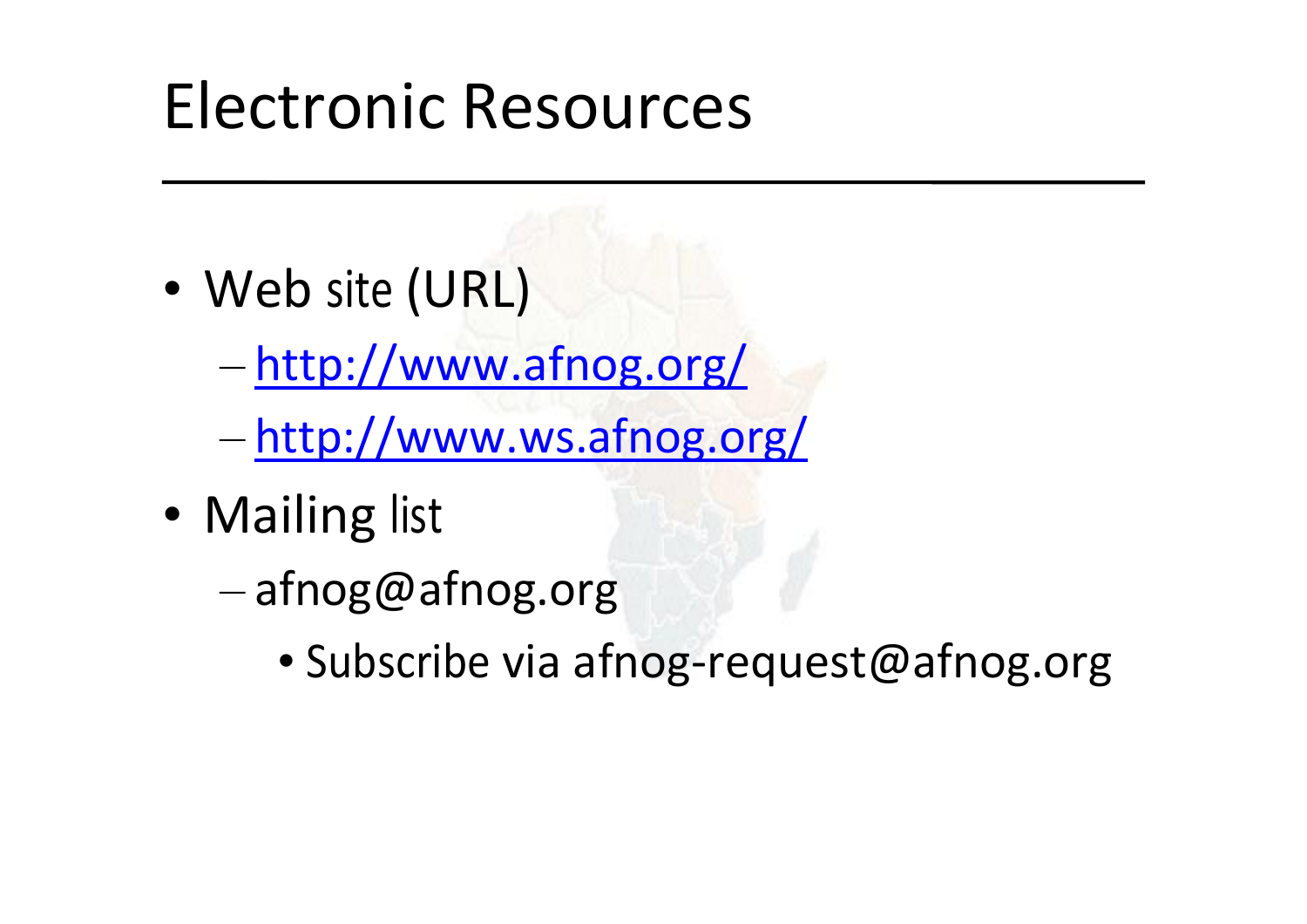# Electronic Resources

- Web site (URL)
  - http://www.afnog.org/
  - http://www.ws.afnog.org/
- Mailing list
  - afnog@afnog.org
    - Subscribe via afnog-request@afnog.org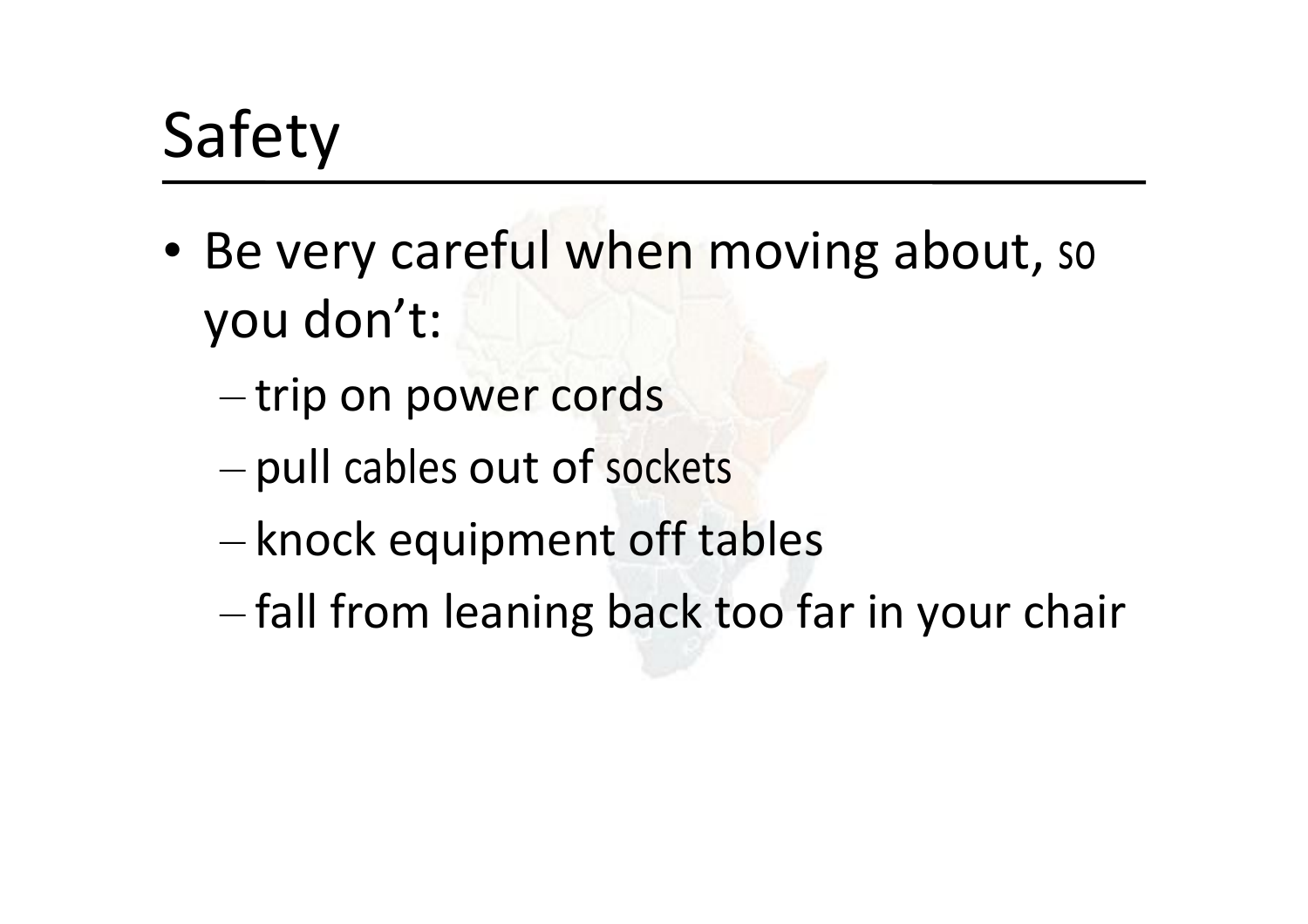# Safety

- Be very careful when moving about, so you don't:
  - trip on power cords
  - pull cables out of sockets
  - knock equipment off tables
  - fall from leaning back too far in your chair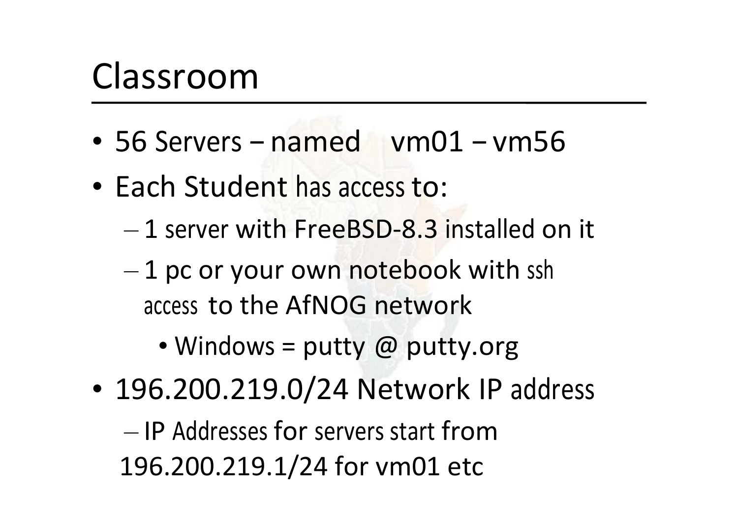# Classroom

- 56 Servers – named vm01 – vm56
- Each Student has access to:
  - 1 server with FreeBSD-8.3 installed on it
  - 1 pc or your own notebook with ssh access to the AfNOG network
    - Windows = putty @ putty.org
- 196.200.219.0/24 Network IP address
  - IP Addresses for servers start from 196.200.219.1/24 for vm01 etc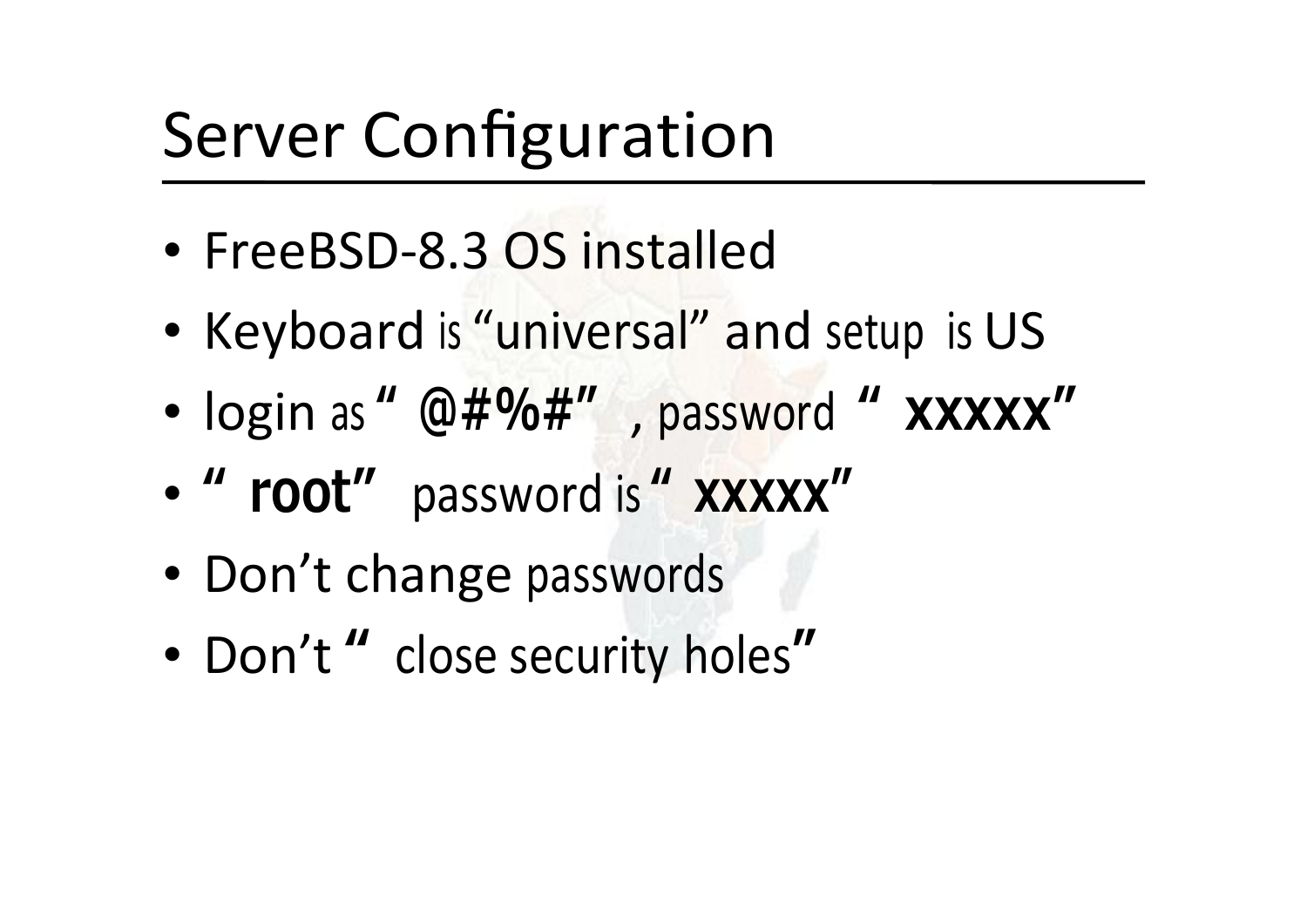# Server Configuration

- FreeBSD-8.3 OS installed
- Keyboard is “universal” and setup is US
- login as “ **@#%#**” , password “ **XXXXX**”
- “ **root**” password is “ **XXXXX**”
- Don’t change passwords
- Don’t “ close security holes”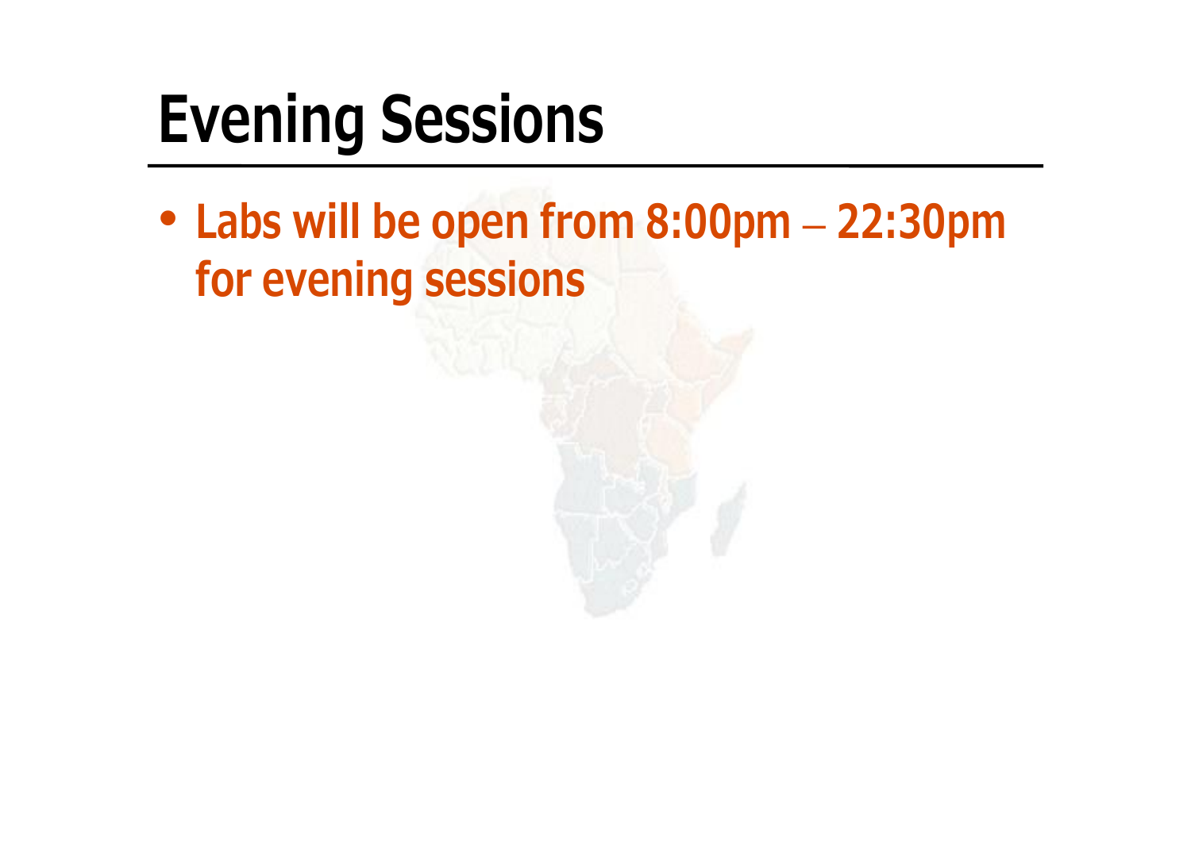# Evening Sessions

- Labs will be open from 8:00pm – 22:30pm for evening sessions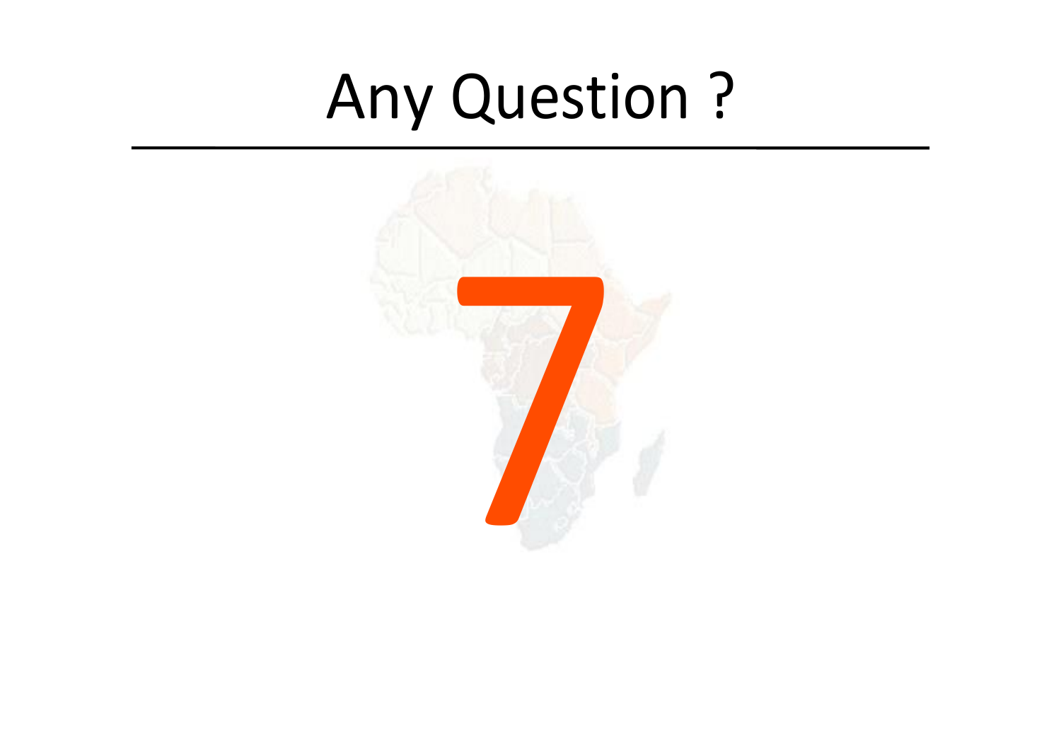# Any Question ?

7